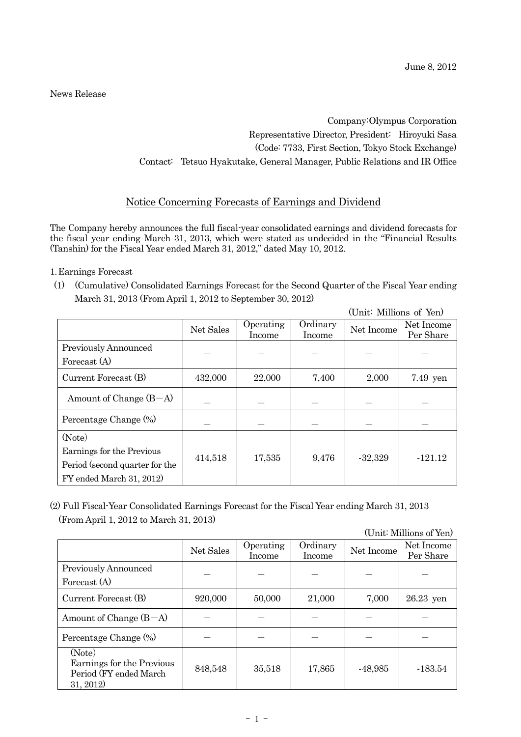June 8, 2012

News Release

Company:Olympus Corporation
Representative Director, President: Hiroyuki Sasa
(Code: 7733, First Section, Tokyo Stock Exchange)
Contact: Tetsuo Hyakutake, General Manager, Public Relations and IR Office

## Notice Concerning Forecasts of Earnings and Dividend

The Company hereby announces the full fiscal-year consolidated earnings and dividend forecasts for the fiscal year ending March 31, 2013, which were stated as undecided in the "Financial Results (Tanshin) for the Fiscal Year ended March 31, 2012," dated May 10, 2012.

1. Earnings Forecast

(1) (Cumulative) Consolidated Earnings Forecast for the Second Quarter of the Fiscal Year ending March 31, 2013 (From April 1, 2012 to September 30, 2012)

(Unit: Millions of Yen)

| | Net Sales | Operating Income | Ordinary Income | Net Income | Net Income Per Share |
|---|---|---|---|---|---|
| Previously Announced Forecast (A) | — | — | — | — | — |
| Current Forecast (B) | 432,000 | 22,000 | 7,400 | 2,000 | 7.49 yen |
| Amount of Change (B−A) | — | — | — | — | — |
| Percentage Change (%) | — | — | — | — | — |
| (Note) Earnings for the Previous Period (second quarter for the FY ended March 31, 2012) | 414,518 | 17,535 | 9,476 | -32,329 | -121.12 |

(2) Full Fiscal-Year Consolidated Earnings Forecast for the Fiscal Year ending March 31, 2013 (From April 1, 2012 to March 31, 2013)

(Unit: Millions of Yen)

| | Net Sales | Operating Income | Ordinary Income | Net Income | Net Income Per Share |
|---|---|---|---|---|---|
| Previously Announced Forecast (A) | — | — | — | — | — |
| Current Forecast (B) | 920,000 | 50,000 | 21,000 | 7,000 | 26.23 yen |
| Amount of Change (B−A) | — | — | — | — | — |
| Percentage Change (%) | — | — | — | — | — |
| (Note) Earnings for the Previous Period (FY ended March 31, 2012) | 848,548 | 35,518 | 17,865 | -48,985 | -183.54 |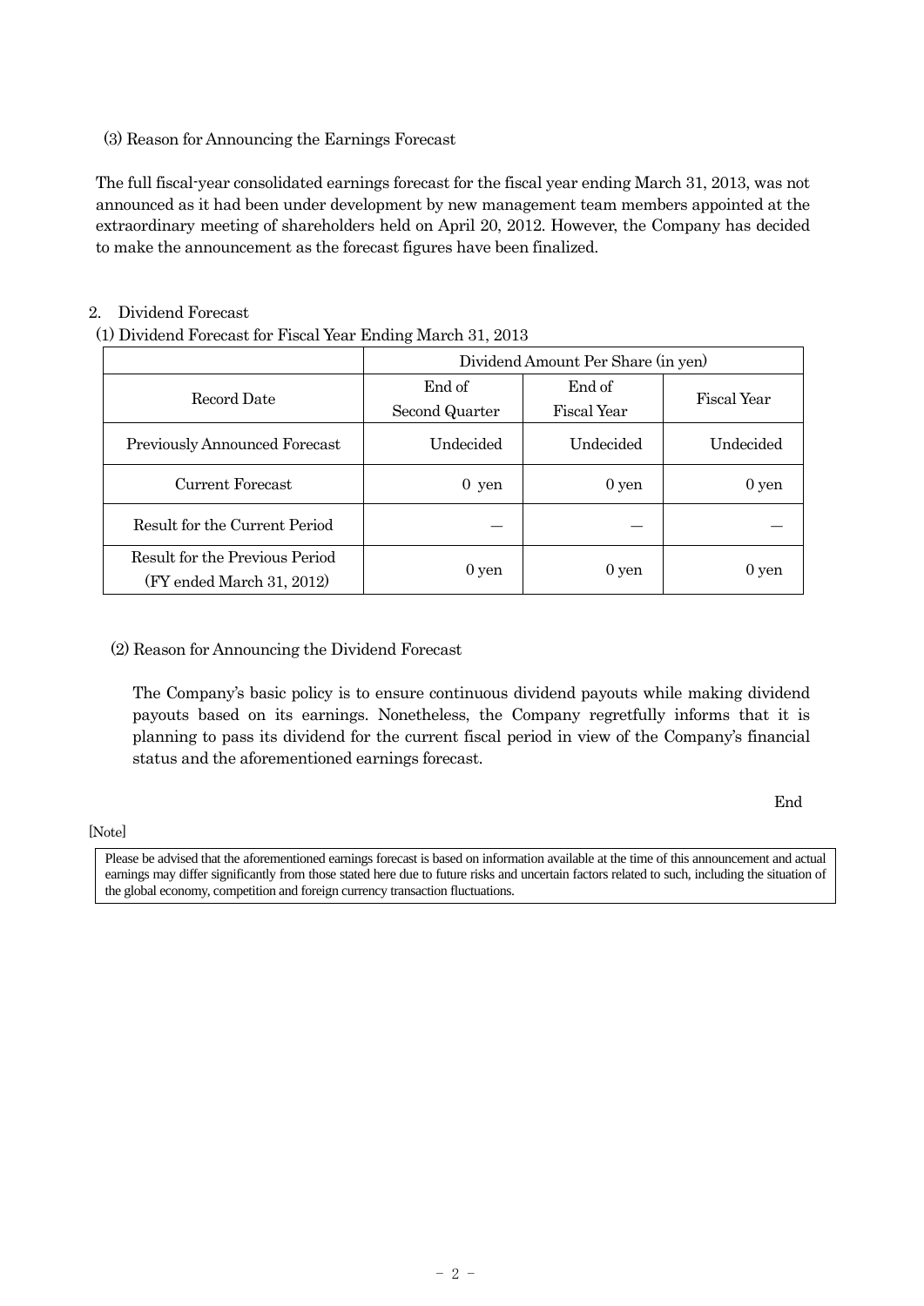(3) Reason for Announcing the Earnings Forecast

The full fiscal-year consolidated earnings forecast for the fiscal year ending March 31, 2013, was not announced as it had been under development by new management team members appointed at the extraordinary meeting of shareholders held on April 20, 2012. However, the Company has decided to make the announcement as the forecast figures have been finalized.

2. Dividend Forecast

(1) Dividend Forecast for Fiscal Year Ending March 31, 2013

| | Dividend Amount Per Share (in yen) | | |
|---|---|---|---|
| Record Date | End of Second Quarter | End of Fiscal Year | Fiscal Year |
| Previously Announced Forecast | Undecided | Undecided | Undecided |
| Current Forecast | 0 yen | 0 yen | 0 yen |
| Result for the Current Period | ― | ― | ― |
| Result for the Previous Period (FY ended March 31, 2012) | 0 yen | 0 yen | 0 yen |

(2) Reason for Announcing the Dividend Forecast

The Company's basic policy is to ensure continuous dividend payouts while making dividend payouts based on its earnings. Nonetheless, the Company regretfully informs that it is planning to pass its dividend for the current fiscal period in view of the Company's financial status and the aforementioned earnings forecast.

End

[Note]

Please be advised that the aforementioned earnings forecast is based on information available at the time of this announcement and actual earnings may differ significantly from those stated here due to future risks and uncertain factors related to such, including the situation of the global economy, competition and foreign currency transaction fluctuations.